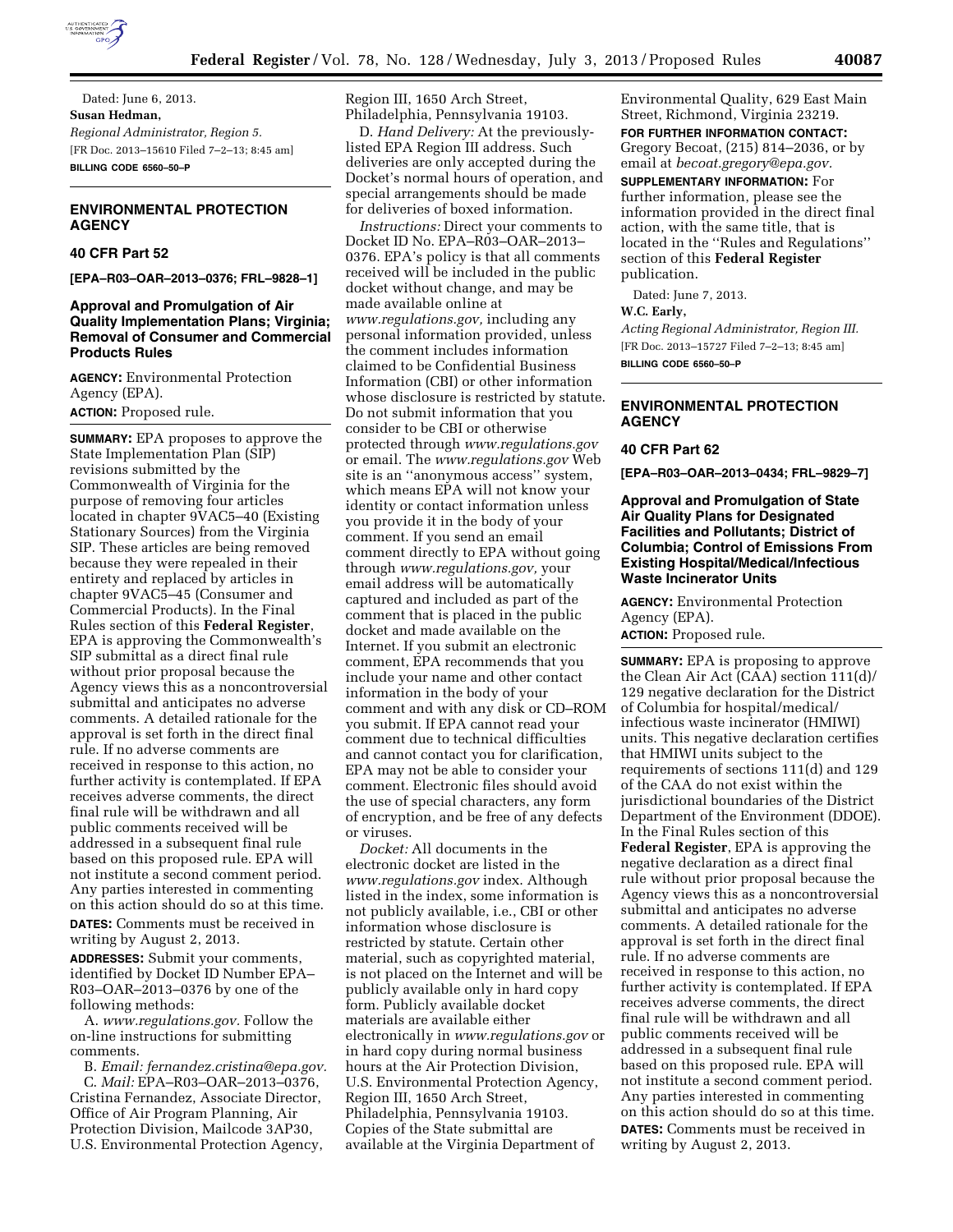Dated: June 6, 2013.

**Susan Hedman,**

*Regional Administrator, Region 5.*

[FR Doc. 2013–15610 Filed 7–2–13; 8:45 am]

**BILLING CODE 6560–50–P**

## ENVIRONMENTAL PROTECTION AGENCY

### 40 CFR Part 52

**[EPA–R03–OAR–2013–0376; FRL–9828–1]**

### Approval and Promulgation of Air Quality Implementation Plans; Virginia; Removal of Consumer and Commercial Products Rules

**AGENCY:** Environmental Protection Agency (EPA).

**ACTION:** Proposed rule.

**SUMMARY:** EPA proposes to approve the State Implementation Plan (SIP) revisions submitted by the Commonwealth of Virginia for the purpose of removing four articles located in chapter 9VAC5–40 (Existing Stationary Sources) from the Virginia SIP. These articles are being removed because they were repealed in their entirety and replaced by articles in chapter 9VAC5–45 (Consumer and Commercial Products). In the Final Rules section of this **Federal Register**, EPA is approving the Commonwealth's SIP submittal as a direct final rule without prior proposal because the Agency views this as a noncontroversial submittal and anticipates no adverse comments. A detailed rationale for the approval is set forth in the direct final rule. If no adverse comments are received in response to this action, no further activity is contemplated. If EPA receives adverse comments, the direct final rule will be withdrawn and all public comments received will be addressed in a subsequent final rule based on this proposed rule. EPA will not institute a second comment period. Any parties interested in commenting on this action should do so at this time.

**DATES:** Comments must be received in writing by August 2, 2013.

**ADDRESSES:** Submit your comments, identified by Docket ID Number EPA–R03–OAR–2013–0376 by one of the following methods:

A. *www.regulations.gov.* Follow the on-line instructions for submitting comments.

B. *Email: fernandez.cristina@epa.gov.*

C. *Mail:* EPA–R03–OAR–2013–0376, Cristina Fernandez, Associate Director, Office of Air Program Planning, Air Protection Division, Mailcode 3AP30, U.S. Environmental Protection Agency, Region III, 1650 Arch Street, Philadelphia, Pennsylvania 19103.

D. *Hand Delivery:* At the previously-listed EPA Region III address. Such deliveries are only accepted during the Docket's normal hours of operation, and special arrangements should be made for deliveries of boxed information.

*Instructions:* Direct your comments to Docket ID No. EPA–R03–OAR–2013–0376. EPA's policy is that all comments received will be included in the public docket without change, and may be made available online at *www.regulations.gov,* including any personal information provided, unless the comment includes information claimed to be Confidential Business Information (CBI) or other information whose disclosure is restricted by statute. Do not submit information that you consider to be CBI or otherwise protected through *www.regulations.gov* or email. The *www.regulations.gov* Web site is an ''anonymous access'' system, which means EPA will not know your identity or contact information unless you provide it in the body of your comment. If you send an email comment directly to EPA without going through *www.regulations.gov,* your email address will be automatically captured and included as part of the comment that is placed in the public docket and made available on the Internet. If you submit an electronic comment, EPA recommends that you include your name and other contact information in the body of your comment and with any disk or CD–ROM you submit. If EPA cannot read your comment due to technical difficulties and cannot contact you for clarification, EPA may not be able to consider your comment. Electronic files should avoid the use of special characters, any form of encryption, and be free of any defects or viruses.

*Docket:* All documents in the electronic docket are listed in the *www.regulations.gov* index. Although listed in the index, some information is not publicly available, i.e., CBI or other information whose disclosure is restricted by statute. Certain other material, such as copyrighted material, is not placed on the Internet and will be publicly available only in hard copy form. Publicly available docket materials are available either electronically in *www.regulations.gov* or in hard copy during normal business hours at the Air Protection Division, U.S. Environmental Protection Agency, Region III, 1650 Arch Street, Philadelphia, Pennsylvania 19103. Copies of the State submittal are available at the Virginia Department of Environmental Quality, 629 East Main Street, Richmond, Virginia 23219.

**FOR FURTHER INFORMATION CONTACT:** Gregory Becoat, (215) 814–2036, or by email at *becoat.gregory@epa.gov.*

**SUPPLEMENTARY INFORMATION:** For further information, please see the information provided in the direct final action, with the same title, that is located in the ''Rules and Regulations'' section of this **Federal Register** publication.

Dated: June 7, 2013.

**W.C. Early,**

*Acting Regional Administrator, Region III.*

[FR Doc. 2013–15727 Filed 7–2–13; 8:45 am]

**BILLING CODE 6560–50–P**

## ENVIRONMENTAL PROTECTION AGENCY

### 40 CFR Part 62

**[EPA–R03–OAR–2013–0434; FRL–9829–7]**

### Approval and Promulgation of State Air Quality Plans for Designated Facilities and Pollutants; District of Columbia; Control of Emissions From Existing Hospital/Medical/Infectious Waste Incinerator Units

**AGENCY:** Environmental Protection Agency (EPA).

**ACTION:** Proposed rule.

**SUMMARY:** EPA is proposing to approve the Clean Air Act (CAA) section 111(d)/129 negative declaration for the District of Columbia for hospital/medical/infectious waste incinerator (HMIWI) units. This negative declaration certifies that HMIWI units subject to the requirements of sections 111(d) and 129 of the CAA do not exist within the jurisdictional boundaries of the District Department of the Environment (DDOE). In the Final Rules section of this **Federal Register**, EPA is approving the negative declaration as a direct final rule without prior proposal because the Agency views this as a noncontroversial submittal and anticipates no adverse comments. A detailed rationale for the approval is set forth in the direct final rule. If no adverse comments are received in response to this action, no further activity is contemplated. If EPA receives adverse comments, the direct final rule will be withdrawn and all public comments received will be addressed in a subsequent final rule based on this proposed rule. EPA will not institute a second comment period. Any parties interested in commenting on this action should do so at this time.

**DATES:** Comments must be received in writing by August 2, 2013.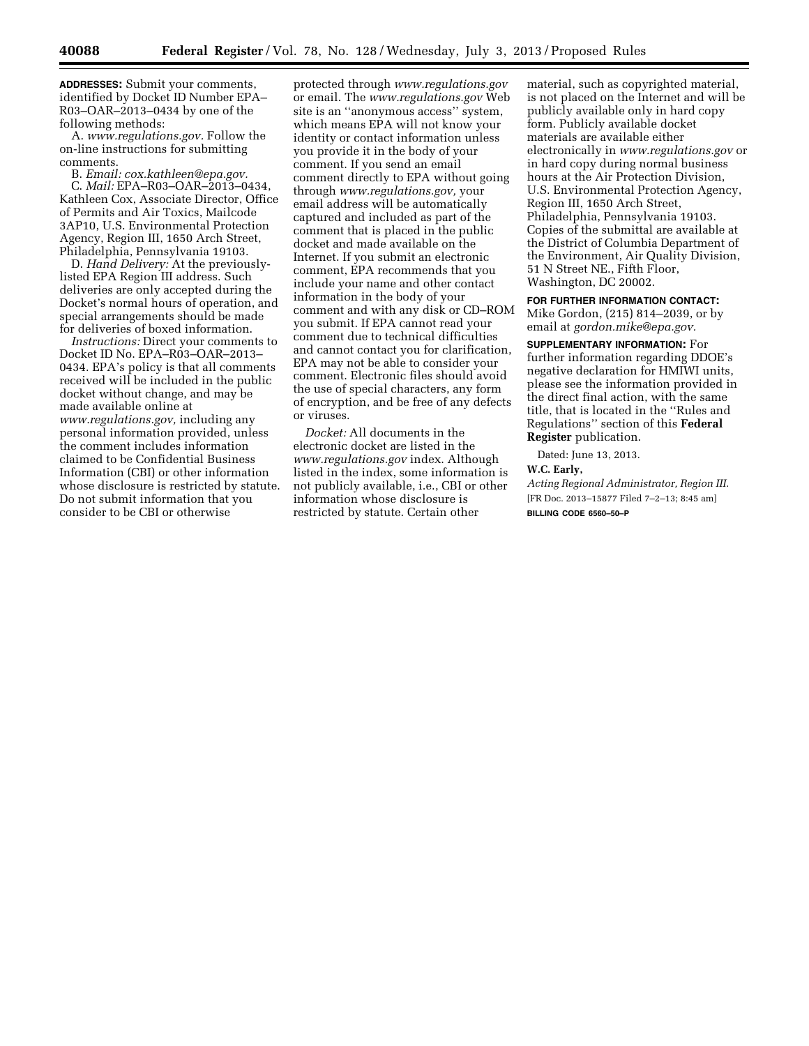**ADDRESSES:** Submit your comments, identified by Docket ID Number EPA–R03–OAR–2013–0434 by one of the following methods:

A. *www.regulations.gov.* Follow the on-line instructions for submitting comments.

B. *Email: cox.kathleen@epa.gov.*

C. *Mail:* EPA–R03–OAR–2013–0434, Kathleen Cox, Associate Director, Office of Permits and Air Toxics, Mailcode 3AP10, U.S. Environmental Protection Agency, Region III, 1650 Arch Street, Philadelphia, Pennsylvania 19103.

D. *Hand Delivery:* At the previously-listed EPA Region III address. Such deliveries are only accepted during the Docket's normal hours of operation, and special arrangements should be made for deliveries of boxed information.

*Instructions:* Direct your comments to Docket ID No. EPA–R03–OAR–2013–0434. EPA's policy is that all comments received will be included in the public docket without change, and may be made available online at *www.regulations.gov,* including any personal information provided, unless the comment includes information claimed to be Confidential Business Information (CBI) or other information whose disclosure is restricted by statute. Do not submit information that you consider to be CBI or otherwise protected through *www.regulations.gov* or email. The *www.regulations.gov* Web site is an ''anonymous access'' system, which means EPA will not know your identity or contact information unless you provide it in the body of your comment. If you send an email comment directly to EPA without going through *www.regulations.gov,* your email address will be automatically captured and included as part of the comment that is placed in the public docket and made available on the Internet. If you submit an electronic comment, EPA recommends that you include your name and other contact information in the body of your comment and with any disk or CD–ROM you submit. If EPA cannot read your comment due to technical difficulties and cannot contact you for clarification, EPA may not be able to consider your comment. Electronic files should avoid the use of special characters, any form of encryption, and be free of any defects or viruses.

*Docket:* All documents in the electronic docket are listed in the *www.regulations.gov* index. Although listed in the index, some information is not publicly available, i.e., CBI or other information whose disclosure is restricted by statute. Certain other material, such as copyrighted material, is not placed on the Internet and will be publicly available only in hard copy form. Publicly available docket materials are available either electronically in *www.regulations.gov* or in hard copy during normal business hours at the Air Protection Division, U.S. Environmental Protection Agency, Region III, 1650 Arch Street, Philadelphia, Pennsylvania 19103. Copies of the submittal are available at the District of Columbia Department of the Environment, Air Quality Division, 51 N Street NE., Fifth Floor, Washington, DC 20002.

**FOR FURTHER INFORMATION CONTACT:** Mike Gordon, (215) 814–2039, or by email at *gordon.mike@epa.gov.*

**SUPPLEMENTARY INFORMATION:** For further information regarding DDOE's negative declaration for HMIWI units, please see the information provided in the direct final action, with the same title, that is located in the ''Rules and Regulations'' section of this **Federal Register** publication.

Dated: June 13, 2013.

**W.C. Early,**

*Acting Regional Administrator, Region III.*

[FR Doc. 2013–15877 Filed 7–2–13; 8:45 am]

**BILLING CODE 6560–50–P**